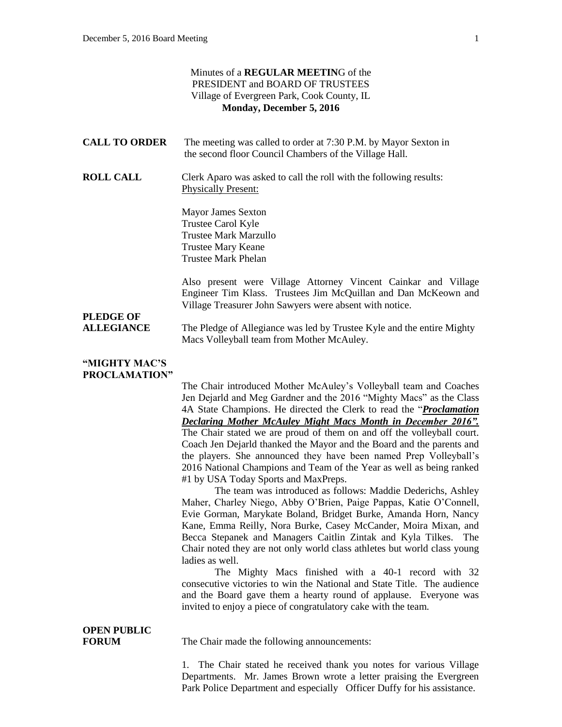Minutes of a **REGULAR MEETIN**G of the
PRESIDENT and BOARD OF TRUSTEES
Village of Evergreen Park, Cook County, IL
**Monday, December 5, 2016**

**CALL TO ORDER** The meeting was called to order at 7:30 P.M. by Mayor Sexton in the second floor Council Chambers of the Village Hall.

**ROLL CALL** Clerk Aparo was asked to call the roll with the following results:
Physically Present:

Mayor James Sexton
Trustee Carol Kyle
Trustee Mark Marzullo
Trustee Mary Keane
Trustee Mark Phelan

Also present were Village Attorney Vincent Cainkar and Village Engineer Tim Klass. Trustees Jim McQuillan and Dan McKeown and Village Treasurer John Sawyers were absent with notice.

**PLEDGE OF ALLEGIANCE** The Pledge of Allegiance was led by Trustee Kyle and the entire Mighty Macs Volleyball team from Mother McAuley.

**"MIGHTY MAC'S PROCLAMATION"**

The Chair introduced Mother McAuley's Volleyball team and Coaches Jen Dejarld and Meg Gardner and the 2016 "Mighty Macs" as the Class 4A State Champions. He directed the Clerk to read the "***Proclamation Declaring Mother McAuley Might Macs Month in December 2016".*** The Chair stated we are proud of them on and off the volleyball court. Coach Jen Dejarld thanked the Mayor and the Board and the parents and the players. She announced they have been named Prep Volleyball's 2016 National Champions and Team of the Year as well as being ranked #1 by USA Today Sports and MaxPreps.

The team was introduced as follows: Maddie Dederichs, Ashley Maher, Charley Niego, Abby O'Brien, Paige Pappas, Katie O'Connell, Evie Gorman, Marykate Boland, Bridget Burke, Amanda Horn, Nancy Kane, Emma Reilly, Nora Burke, Casey McCander, Moira Mixan, and Becca Stepanek and Managers Caitlin Zintak and Kyla Tilkes. The Chair noted they are not only world class athletes but world class young ladies as well.

The Mighty Macs finished with a 40-1 record with 32 consecutive victories to win the National and State Title. The audience and the Board gave them a hearty round of applause. Everyone was invited to enjoy a piece of congratulatory cake with the team.

**OPEN PUBLIC FORUM** The Chair made the following announcements:

1. The Chair stated he received thank you notes for various Village Departments. Mr. James Brown wrote a letter praising the Evergreen Park Police Department and especially Officer Duffy for his assistance.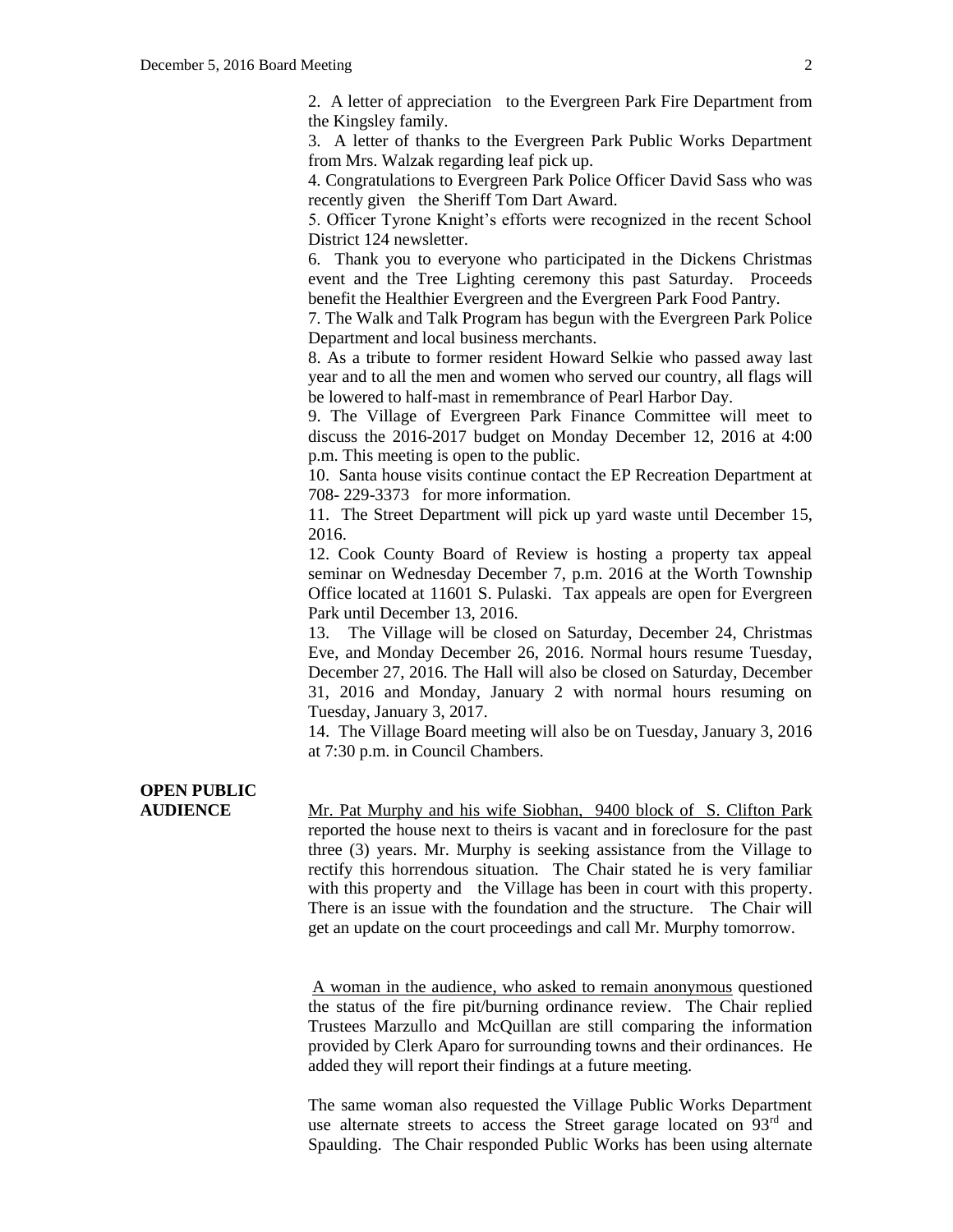2. A letter of appreciation to the Evergreen Park Fire Department from the Kingsley family.

3. A letter of thanks to the Evergreen Park Public Works Department from Mrs. Walzak regarding leaf pick up.

4. Congratulations to Evergreen Park Police Officer David Sass who was recently given the Sheriff Tom Dart Award.

5. Officer Tyrone Knight's efforts were recognized in the recent School District 124 newsletter.

6. Thank you to everyone who participated in the Dickens Christmas event and the Tree Lighting ceremony this past Saturday. Proceeds benefit the Healthier Evergreen and the Evergreen Park Food Pantry.

7. The Walk and Talk Program has begun with the Evergreen Park Police Department and local business merchants.

8. As a tribute to former resident Howard Selkie who passed away last year and to all the men and women who served our country, all flags will be lowered to half-mast in remembrance of Pearl Harbor Day.

9. The Village of Evergreen Park Finance Committee will meet to discuss the 2016-2017 budget on Monday December 12, 2016 at 4:00 p.m. This meeting is open to the public.

10. Santa house visits continue contact the EP Recreation Department at 708- 229-3373 for more information.

11. The Street Department will pick up yard waste until December 15, 2016.

12. Cook County Board of Review is hosting a property tax appeal seminar on Wednesday December 7, p.m. 2016 at the Worth Township Office located at 11601 S. Pulaski. Tax appeals are open for Evergreen Park until December 13, 2016.

13. The Village will be closed on Saturday, December 24, Christmas Eve, and Monday December 26, 2016. Normal hours resume Tuesday, December 27, 2016. The Hall will also be closed on Saturday, December 31, 2016 and Monday, January 2 with normal hours resuming on Tuesday, January 3, 2017.

14. The Village Board meeting will also be on Tuesday, January 3, 2016 at 7:30 p.m. in Council Chambers.

**OPEN PUBLIC AUDIENCE**

Mr. Pat Murphy and his wife Siobhan, 9400 block of S. Clifton Park reported the house next to theirs is vacant and in foreclosure for the past three (3) years. Mr. Murphy is seeking assistance from the Village to rectify this horrendous situation. The Chair stated he is very familiar with this property and the Village has been in court with this property. There is an issue with the foundation and the structure. The Chair will get an update on the court proceedings and call Mr. Murphy tomorrow.

A woman in the audience, who asked to remain anonymous questioned the status of the fire pit/burning ordinance review. The Chair replied Trustees Marzullo and McQuillan are still comparing the information provided by Clerk Aparo for surrounding towns and their ordinances. He added they will report their findings at a future meeting.

The same woman also requested the Village Public Works Department use alternate streets to access the Street garage located on 93rd and Spaulding. The Chair responded Public Works has been using alternate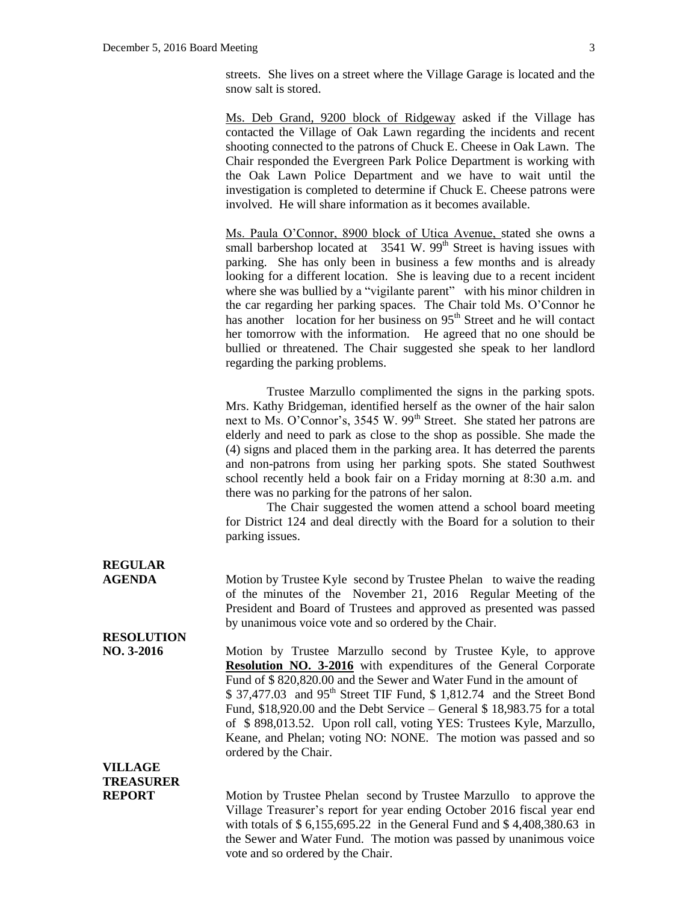streets. She lives on a street where the Village Garage is located and the snow salt is stored.

Ms. Deb Grand, 9200 block of Ridgeway asked if the Village has contacted the Village of Oak Lawn regarding the incidents and recent shooting connected to the patrons of Chuck E. Cheese in Oak Lawn. The Chair responded the Evergreen Park Police Department is working with the Oak Lawn Police Department and we have to wait until the investigation is completed to determine if Chuck E. Cheese patrons were involved. He will share information as it becomes available.

Ms. Paula O'Connor, 8900 block of Utica Avenue, stated she owns a small barbershop located at 3541 W. 99th Street is having issues with parking. She has only been in business a few months and is already looking for a different location. She is leaving due to a recent incident where she was bullied by a "vigilante parent" with his minor children in the car regarding her parking spaces. The Chair told Ms. O'Connor he has another location for her business on 95th Street and he will contact her tomorrow with the information. He agreed that no one should be bullied or threatened. The Chair suggested she speak to her landlord regarding the parking problems.

Trustee Marzullo complimented the signs in the parking spots. Mrs. Kathy Bridgeman, identified herself as the owner of the hair salon next to Ms. O'Connor's, 3545 W. 99th Street. She stated her patrons are elderly and need to park as close to the shop as possible. She made the (4) signs and placed them in the parking area. It has deterred the parents and non-patrons from using her parking spots. She stated Southwest school recently held a book fair on a Friday morning at 8:30 a.m. and there was no parking for the patrons of her salon.

The Chair suggested the women attend a school board meeting for District 124 and deal directly with the Board for a solution to their parking issues.

**REGULAR AGENDA**

Motion by Trustee Kyle second by Trustee Phelan to waive the reading of the minutes of the November 21, 2016 Regular Meeting of the President and Board of Trustees and approved as presented was passed by unanimous voice vote and so ordered by the Chair.

**RESOLUTION NO. 3-2016**

Motion by Trustee Marzullo second by Trustee Kyle, to approve **Resolution NO. 3-2016** with expenditures of the General Corporate Fund of $ 820,820.00 and the Sewer and Water Fund in the amount of $ 37,477.03 and 95th Street TIF Fund, $ 1,812.74 and the Street Bond Fund, $18,920.00 and the Debt Service – General $ 18,983.75 for a total of $ 898,013.52. Upon roll call, voting YES: Trustees Kyle, Marzullo, Keane, and Phelan; voting NO: NONE. The motion was passed and so ordered by the Chair.

**VILLAGE TREASURER REPORT**

Motion by Trustee Phelan second by Trustee Marzullo to approve the Village Treasurer's report for year ending October 2016 fiscal year end with totals of $ 6,155,695.22 in the General Fund and $ 4,408,380.63 in the Sewer and Water Fund. The motion was passed by unanimous voice vote and so ordered by the Chair.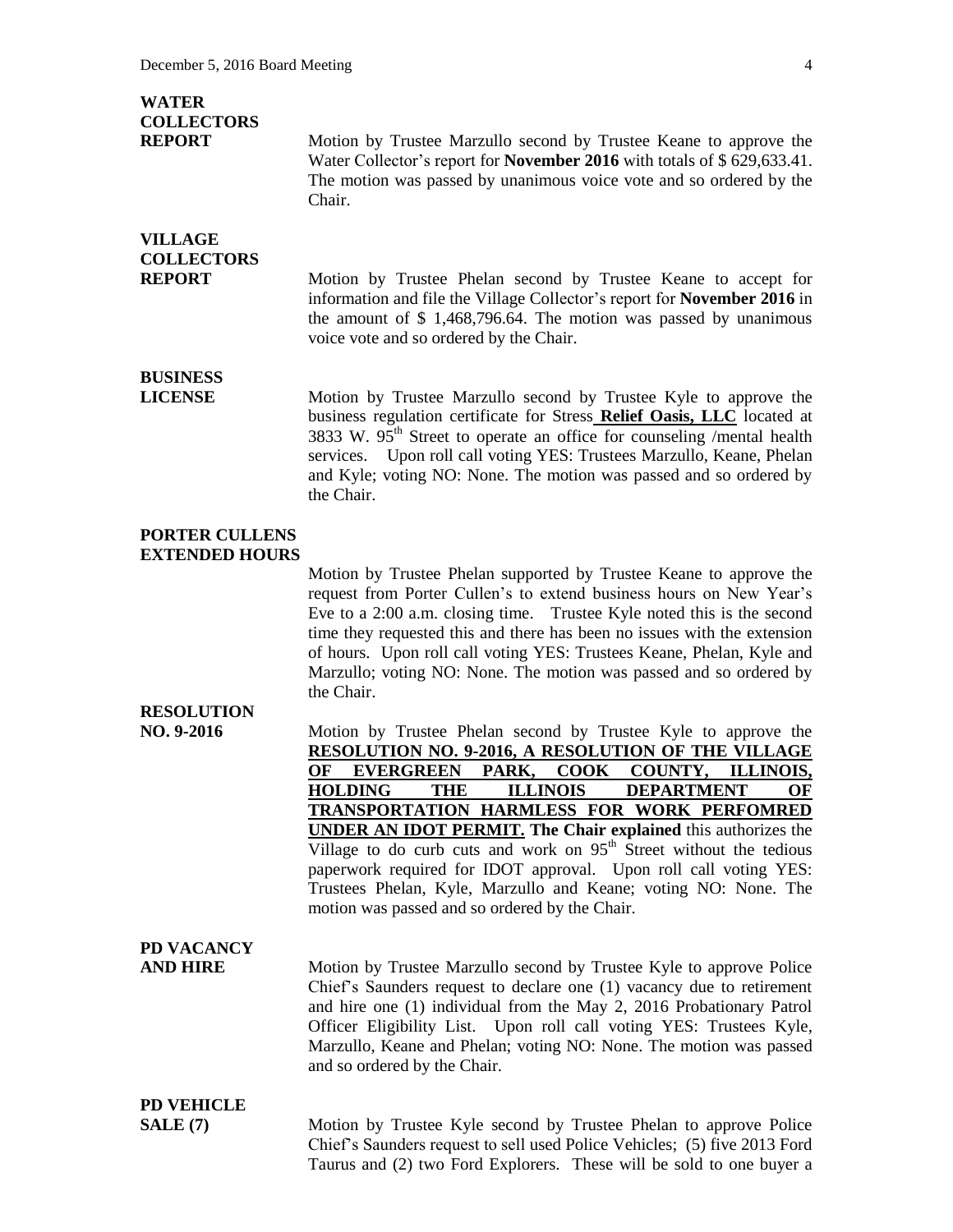**WATER COLLECTORS REPORT**

Motion by Trustee Marzullo second by Trustee Keane to approve the Water Collector's report for **November 2016** with totals of $ 629,633.41. The motion was passed by unanimous voice vote and so ordered by the Chair.

**VILLAGE COLLECTORS REPORT**

Motion by Trustee Phelan second by Trustee Keane to accept for information and file the Village Collector's report for **November 2016** in the amount of $ 1,468,796.64. The motion was passed by unanimous voice vote and so ordered by the Chair.

**BUSINESS LICENSE**

Motion by Trustee Marzullo second by Trustee Kyle to approve the business regulation certificate for Stress **Relief Oasis, LLC** located at 3833 W. 95th Street to operate an office for counseling /mental health services. Upon roll call voting YES: Trustees Marzullo, Keane, Phelan and Kyle; voting NO: None. The motion was passed and so ordered by the Chair.

**PORTER CULLENS EXTENDED HOURS**

Motion by Trustee Phelan supported by Trustee Keane to approve the request from Porter Cullen's to extend business hours on New Year's Eve to a 2:00 a.m. closing time. Trustee Kyle noted this is the second time they requested this and there has been no issues with the extension of hours. Upon roll call voting YES: Trustees Keane, Phelan, Kyle and Marzullo; voting NO: None. The motion was passed and so ordered by the Chair.

**RESOLUTION NO. 9-2016**

Motion by Trustee Phelan second by Trustee Kyle to approve the **RESOLUTION NO. 9-2016, A RESOLUTION OF THE VILLAGE OF EVERGREEN PARK, COOK COUNTY, ILLINOIS, HOLDING THE ILLINOIS DEPARTMENT OF TRANSPORTATION HARMLESS FOR WORK PERFOMRED UNDER AN IDOT PERMIT. The Chair explained** this authorizes the Village to do curb cuts and work on 95th Street without the tedious paperwork required for IDOT approval. Upon roll call voting YES: Trustees Phelan, Kyle, Marzullo and Keane; voting NO: None. The motion was passed and so ordered by the Chair.

**PD VACANCY AND HIRE**

Motion by Trustee Marzullo second by Trustee Kyle to approve Police Chief's Saunders request to declare one (1) vacancy due to retirement and hire one (1) individual from the May 2, 2016 Probationary Patrol Officer Eligibility List. Upon roll call voting YES: Trustees Kyle, Marzullo, Keane and Phelan; voting NO: None. The motion was passed and so ordered by the Chair.

**PD VEHICLE SALE (7)**

Motion by Trustee Kyle second by Trustee Phelan to approve Police Chief's Saunders request to sell used Police Vehicles; (5) five 2013 Ford Taurus and (2) two Ford Explorers. These will be sold to one buyer a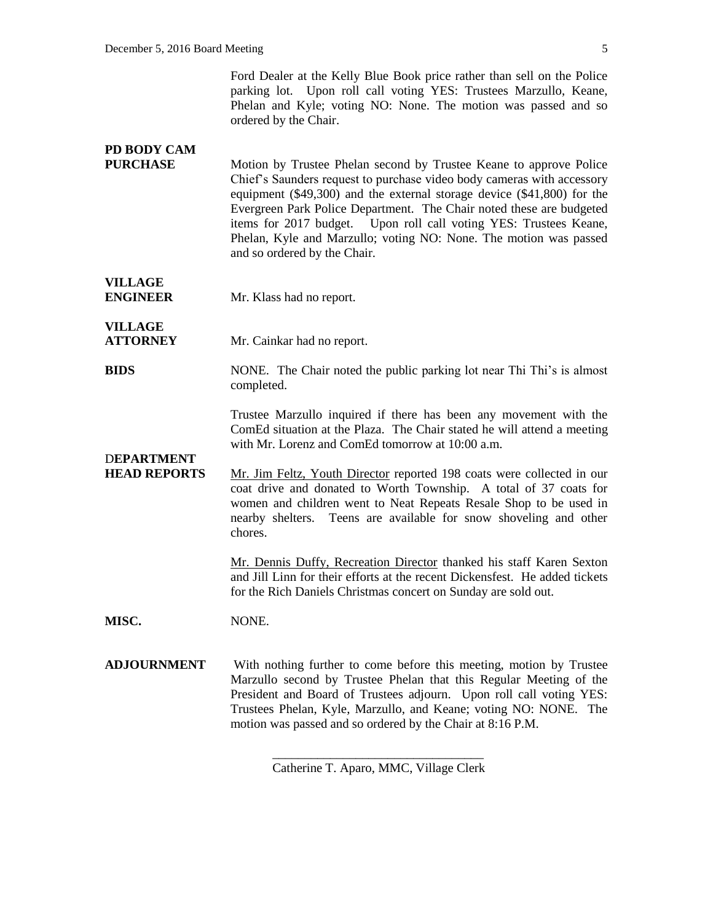Ford Dealer at the Kelly Blue Book price rather than sell on the Police parking lot. Upon roll call voting YES: Trustees Marzullo, Keane, Phelan and Kyle; voting NO: None. The motion was passed and so ordered by the Chair.

**PD BODY CAM PURCHASE** Motion by Trustee Phelan second by Trustee Keane to approve Police Chief's Saunders request to purchase video body cameras with accessory equipment ($49,300) and the external storage device ($41,800) for the Evergreen Park Police Department. The Chair noted these are budgeted items for 2017 budget. Upon roll call voting YES: Trustees Keane, Phelan, Kyle and Marzullo; voting NO: None. The motion was passed and so ordered by the Chair.

**VILLAGE ENGINEER** Mr. Klass had no report.

**VILLAGE ATTORNEY** Mr. Cainkar had no report.

**BIDS** NONE. The Chair noted the public parking lot near Thi Thi's is almost completed.

Trustee Marzullo inquired if there has been any movement with the ComEd situation at the Plaza. The Chair stated he will attend a meeting with Mr. Lorenz and ComEd tomorrow at 10:00 a.m.

**DEPARTMENT HEAD REPORTS** Mr. Jim Feltz, Youth Director reported 198 coats were collected in our coat drive and donated to Worth Township. A total of 37 coats for women and children went to Neat Repeats Resale Shop to be used in nearby shelters. Teens are available for snow shoveling and other chores.

Mr. Dennis Duffy, Recreation Director thanked his staff Karen Sexton and Jill Linn for their efforts at the recent Dickensfest. He added tickets for the Rich Daniels Christmas concert on Sunday are sold out.

**MISC.** NONE.

**ADJOURNMENT** With nothing further to come before this meeting, motion by Trustee Marzullo second by Trustee Phelan that this Regular Meeting of the President and Board of Trustees adjourn. Upon roll call voting YES: Trustees Phelan, Kyle, Marzullo, and Keane; voting NO: NONE. The motion was passed and so ordered by the Chair at 8:16 P.M.

\_\_\_\_\_\_\_\_\_\_\_\_\_\_\_\_\_\_\_\_\_\_\_\_\_\_\_\_\_\_\_\_\_\_

Catherine T. Aparo, MMC, Village Clerk